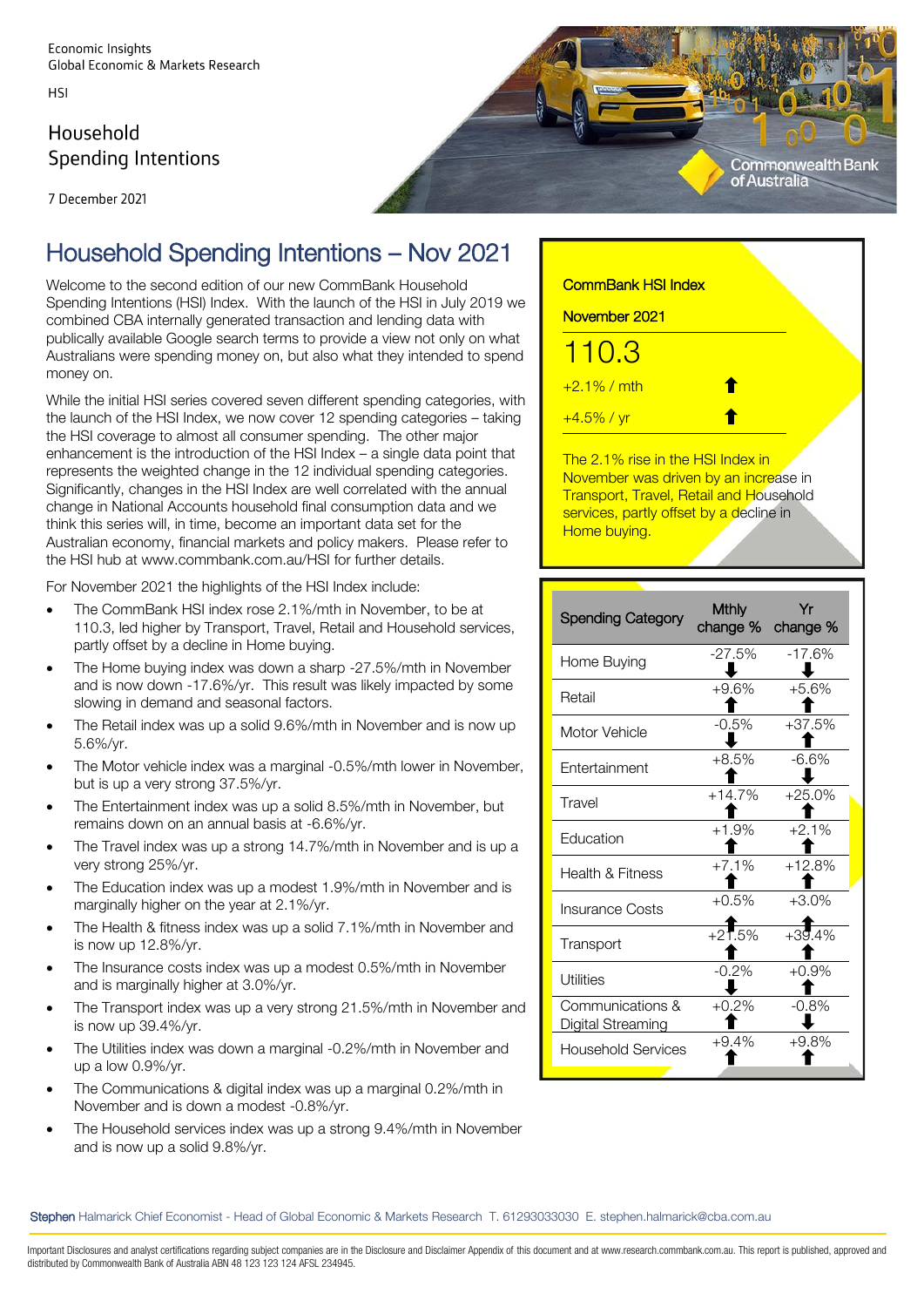Economic Insights
Global Economic & Markets Research

HSI

Household Spending Intentions

7 December 2021

# Household Spending Intentions – Nov 2021

Welcome to the second edition of our new CommBank Household Spending Intentions (HSI) Index. With the launch of the HSI in July 2019 we combined CBA internally generated transaction and lending data with publically available Google search terms to provide a view not only on what Australians were spending money on, but also what they intended to spend money on.

While the initial HSI series covered seven different spending categories, with the launch of the HSI Index, we now cover 12 spending categories – taking the HSI coverage to almost all consumer spending. The other major enhancement is the introduction of the HSI Index – a single data point that represents the weighted change in the 12 individual spending categories. Significantly, changes in the HSI Index are well correlated with the annual change in National Accounts household final consumption data and we think this series will, in time, become an important data set for the Australian economy, financial markets and policy makers. Please refer to the HSI hub at www.commbank.com.au/HSI for further details.

For November 2021 the highlights of the HSI Index include:

- The CommBank HSI index rose 2.1%/mth in November, to be at 110.3, led higher by Transport, Travel, Retail and Household services, partly offset by a decline in Home buying.
- The Home buying index was down a sharp -27.5%/mth in November and is now down -17.6%/yr. This result was likely impacted by some slowing in demand and seasonal factors.
- The Retail index was up a solid 9.6%/mth in November and is now up 5.6%/yr.
- The Motor vehicle index was a marginal -0.5%/mth lower in November, but is up a very strong 37.5%/yr.
- The Entertainment index was up a solid 8.5%/mth in November, but remains down on an annual basis at -6.6%/yr.
- The Travel index was up a strong 14.7%/mth in November and is up a very strong 25%/yr.
- The Education index was up a modest 1.9%/mth in November and is marginally higher on the year at 2.1%/yr.
- The Health & fitness index was up a solid 7.1%/mth in November and is now up 12.8%/yr.
- The Insurance costs index was up a modest 0.5%/mth in November and is marginally higher at 3.0%/yr.
- The Transport index was up a very strong 21.5%/mth in November and is now up 39.4%/yr.
- The Utilities index was down a marginal -0.2%/mth in November and up a low 0.9%/yr.
- The Communications & digital index was up a marginal 0.2%/mth in November and is down a modest -0.8%/yr.
- The Household services index was up a strong 9.4%/mth in November and is now up a solid 9.8%/yr.

**CommBank HSI Index**

**November 2021**

110.3

+2.1% / mth ↑

+4.5% / yr ↑

The 2.1% rise in the HSI Index in November was driven by an increase in Transport, Travel, Retail and Household services, partly offset by a decline in Home buying.

| Spending Category | Mthly change % | Yr change % |
|---|---|---|
| Home Buying | -27.5% ↓ | -17.6% ↓ |
| Retail | +9.6% ↑ | +5.6% ↑ |
| Motor Vehicle | -0.5% ↓ | +37.5% ↑ |
| Entertainment | +8.5% ↑ | -6.6% ↓ |
| Travel | +14.7% ↑ | +25.0% ↑ |
| Education | +1.9% ↑ | +2.1% ↑ |
| Health & Fitness | +7.1% ↑ | +12.8% ↑ |
| Insurance Costs | +0.5% ↑ | +3.0% ↑ |
| Transport | +21.5% ↑ | +39.4% ↑ |
| Utilities | -0.2% ↓ | +0.9% ↑ |
| Communications & Digital Streaming | +0.2% ↑ | -0.8% ↓ |
| Household Services | +9.4% ↑ | +9.8% ↑ |

**Stephen** Halmarick Chief Economist - Head of Global Economic & Markets Research T. 61293033030 E. stephen.halmarick@cba.com.au

Important Disclosures and analyst certifications regarding subject companies are in the Disclosure and Disclaimer Appendix of this document and at www.research.commbank.com.au. This report is published, approved and distributed by Commonwealth Bank of Australia ABN 48 123 123 124 AFSL 234945.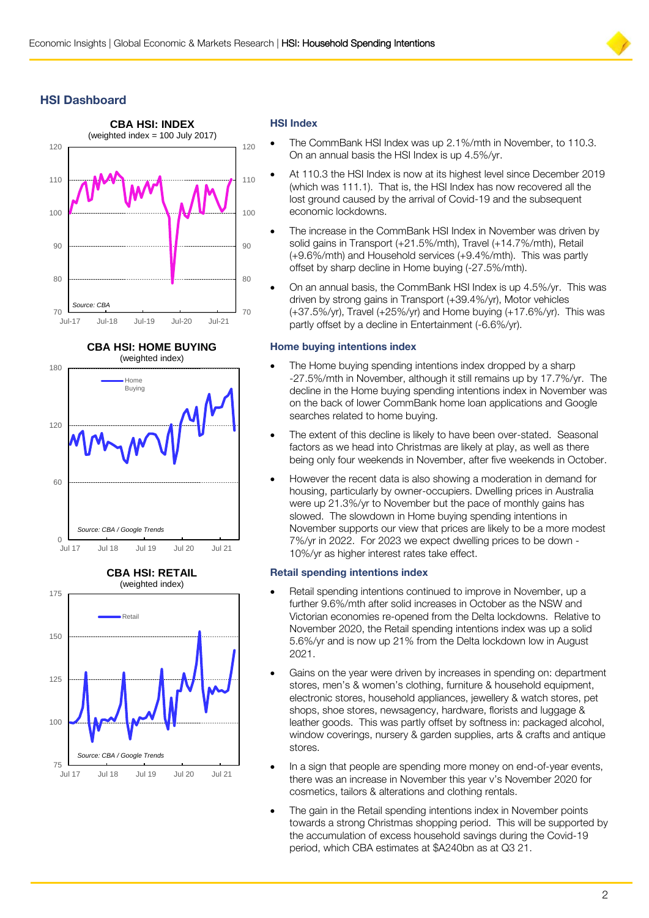## HSI Dashboard

**CBA HSI: INDEX**
(weighted index = 100 July 2017)

Source: CBA

**CBA HSI: HOME BUYING**
(weighted index)

Source: CBA / Google Trends

**CBA HSI: RETAIL**
(weighted index)

Source: CBA / Google Trends

### HSI Index

- The CommBank HSI Index was up 2.1%/mth in November, to 110.3. On an annual basis the HSI Index is up 4.5%/yr.
- At 110.3 the HSI Index is now at its highest level since December 2019 (which was 111.1). That is, the HSI Index has now recovered all the lost ground caused by the arrival of Covid-19 and the subsequent economic lockdowns.
- The increase in the CommBank HSI Index in November was driven by solid gains in Transport (+21.5%/mth), Travel (+14.7%/mth), Retail (+9.6%/mth) and Household services (+9.4%/mth). This was partly offset by sharp decline in Home buying (-27.5%/mth).
- On an annual basis, the CommBank HSI Index is up 4.5%/yr. This was driven by strong gains in Transport (+39.4%/yr), Motor vehicles (+37.5%/yr), Travel (+25%/yr) and Home buying (+17.6%/yr). This was partly offset by a decline in Entertainment (-6.6%/yr).

### Home buying intentions index

- The Home buying spending intentions index dropped by a sharp -27.5%/mth in November, although it still remains up by 17.7%/yr. The decline in the Home buying spending intentions index in November was on the back of lower CommBank home loan applications and Google searches related to home buying.
- The extent of this decline is likely to have been over-stated. Seasonal factors as we head into Christmas are likely at play, as well as there being only four weekends in November, after five weekends in October.
- However the recent data is also showing a moderation in demand for housing, particularly by owner-occupiers. Dwelling prices in Australia were up 21.3%/yr to November but the pace of monthly gains has slowed. The slowdown in Home buying spending intentions in November supports our view that prices are likely to be a more modest 7%/yr in 2022. For 2023 we expect dwelling prices to be down -10%/yr as higher interest rates take effect.

### Retail spending intentions index

- Retail spending intentions continued to improve in November, up a further 9.6%/mth after solid increases in October as the NSW and Victorian economies re-opened from the Delta lockdowns. Relative to November 2020, the Retail spending intentions index was up a solid 5.6%/yr and is now up 21% from the Delta lockdown low in August 2021.
- Gains on the year were driven by increases in spending on: department stores, men's & women's clothing, furniture & household equipment, electronic stores, household appliances, jewellery & watch stores, pet shops, shoe stores, newsagency, hardware, florists and luggage & leather goods. This was partly offset by softness in: packaged alcohol, window coverings, nursery & garden supplies, arts & crafts and antique stores.
- In a sign that people are spending more money on end-of-year events, there was an increase in November this year v's November 2020 for cosmetics, tailors & alterations and clothing rentals.
- The gain in the Retail spending intentions index in November points towards a strong Christmas shopping period. This will be supported by the accumulation of excess household savings during the Covid-19 period, which CBA estimates at $A240bn as at Q3 21.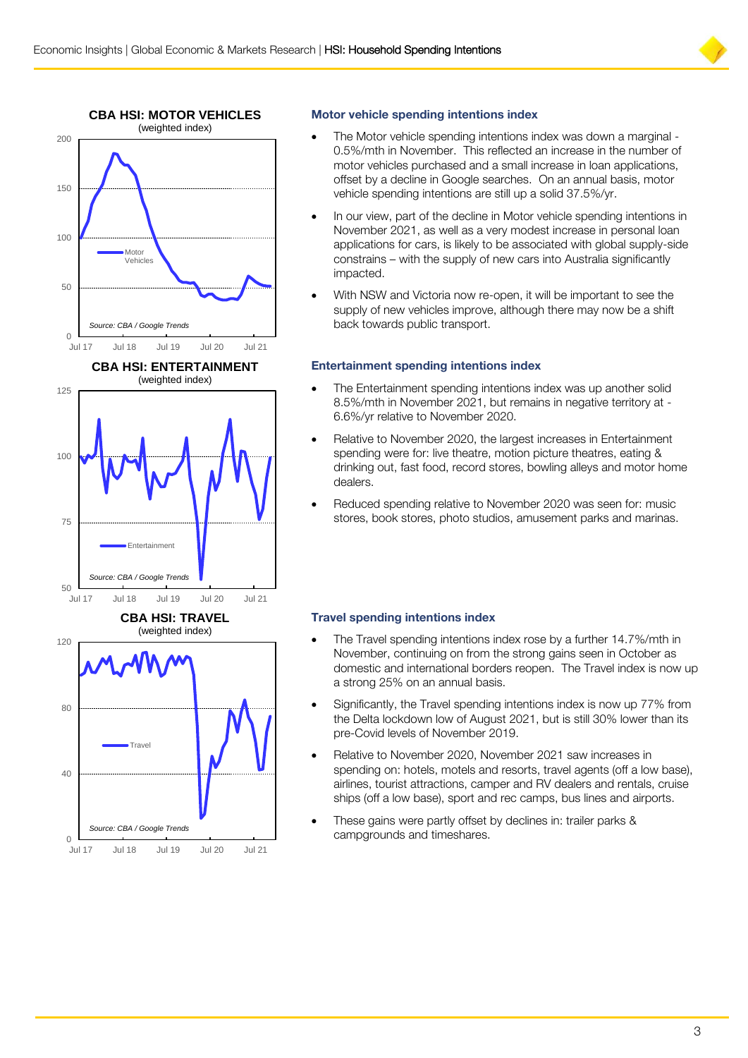## Motor vehicle spending intentions index

- The Motor vehicle spending intentions index was down a marginal -0.5%/mth in November. This reflected an increase in the number of motor vehicles purchased and a small increase in loan applications, offset by a decline in Google searches. On an annual basis, motor vehicle spending intentions are still up a solid 37.5%/yr.
- In our view, part of the decline in Motor vehicle spending intentions in November 2021, as well as a very modest increase in personal loan applications for cars, is likely to be associated with global supply-side constrains – with the supply of new cars into Australia significantly impacted.
- With NSW and Victoria now re-open, it will be important to see the supply of new vehicles improve, although there may now be a shift back towards public transport.

## Entertainment spending intentions index

- The Entertainment spending intentions index was up another solid 8.5%/mth in November 2021, but remains in negative territory at -6.6%/yr relative to November 2020.
- Relative to November 2020, the largest increases in Entertainment spending were for: live theatre, motion picture theatres, eating & drinking out, fast food, record stores, bowling alleys and motor home dealers.
- Reduced spending relative to November 2020 was seen for: music stores, book stores, photo studios, amusement parks and marinas.

## Travel spending intentions index

- The Travel spending intentions index rose by a further 14.7%/mth in November, continuing on from the strong gains seen in October as domestic and international borders reopen. The Travel index is now up a strong 25% on an annual basis.
- Significantly, the Travel spending intentions index is now up 77% from the Delta lockdown low of August 2021, but is still 30% lower than its pre-Covid levels of November 2019.
- Relative to November 2020, November 2021 saw increases in spending on: hotels, motels and resorts, travel agents (off a low base), airlines, tourist attractions, camper and RV dealers and rentals, cruise ships (off a low base), sport and rec camps, bus lines and airports.
- These gains were partly offset by declines in: trailer parks & campgrounds and timeshares.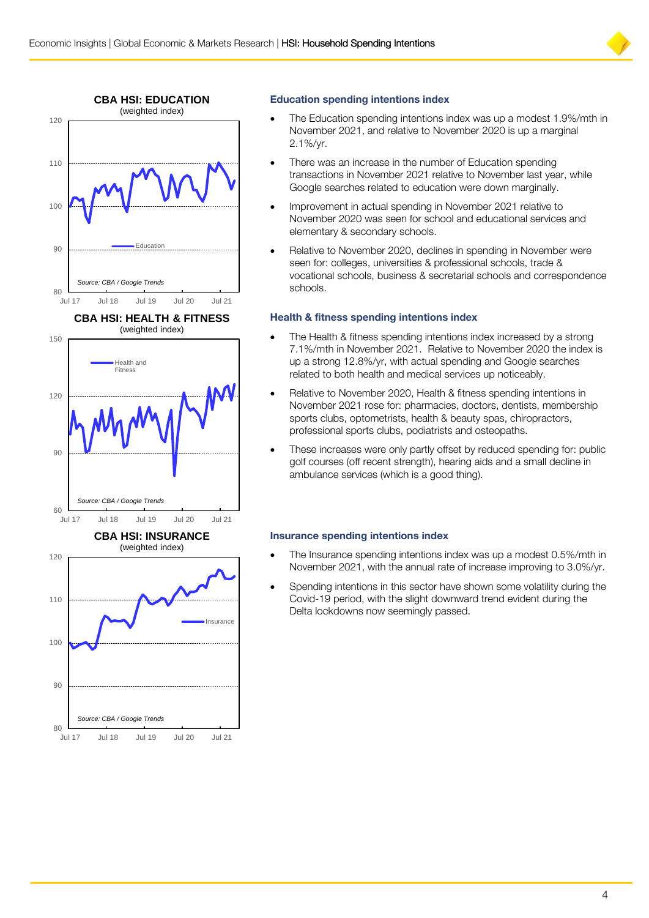## Education spending intentions index

- The Education spending intentions index was up a modest 1.9%/mth in November 2021, and relative to November 2020 is up a marginal 2.1%/yr.
- There was an increase in the number of Education spending transactions in November 2021 relative to November last year, while Google searches related to education were down marginally.
- Improvement in actual spending in November 2021 relative to November 2020 was seen for school and educational services and elementary & secondary schools.
- Relative to November 2020, declines in spending in November were seen for: colleges, universities & professional schools, trade & vocational schools, business & secretarial schools and correspondence schools.

## Health & fitness spending intentions index

- The Health & fitness spending intentions index increased by a strong 7.1%/mth in November 2021. Relative to November 2020 the index is up a strong 12.8%/yr, with actual spending and Google searches related to both health and medical services up noticeably.
- Relative to November 2020, Health & fitness spending intentions in November 2021 rose for: pharmacies, doctors, dentists, membership sports clubs, optometrists, health & beauty spas, chiropractors, professional sports clubs, podiatrists and osteopaths.
- These increases were only partly offset by reduced spending for: public golf courses (off recent strength), hearing aids and a small decline in ambulance services (which is a good thing).

## Insurance spending intentions index

- The Insurance spending intentions index was up a modest 0.5%/mth in November 2021, with the annual rate of increase improving to 3.0%/yr.
- Spending intentions in this sector have shown some volatility during the Covid-19 period, with the slight downward trend evident during the Delta lockdowns now seemingly passed.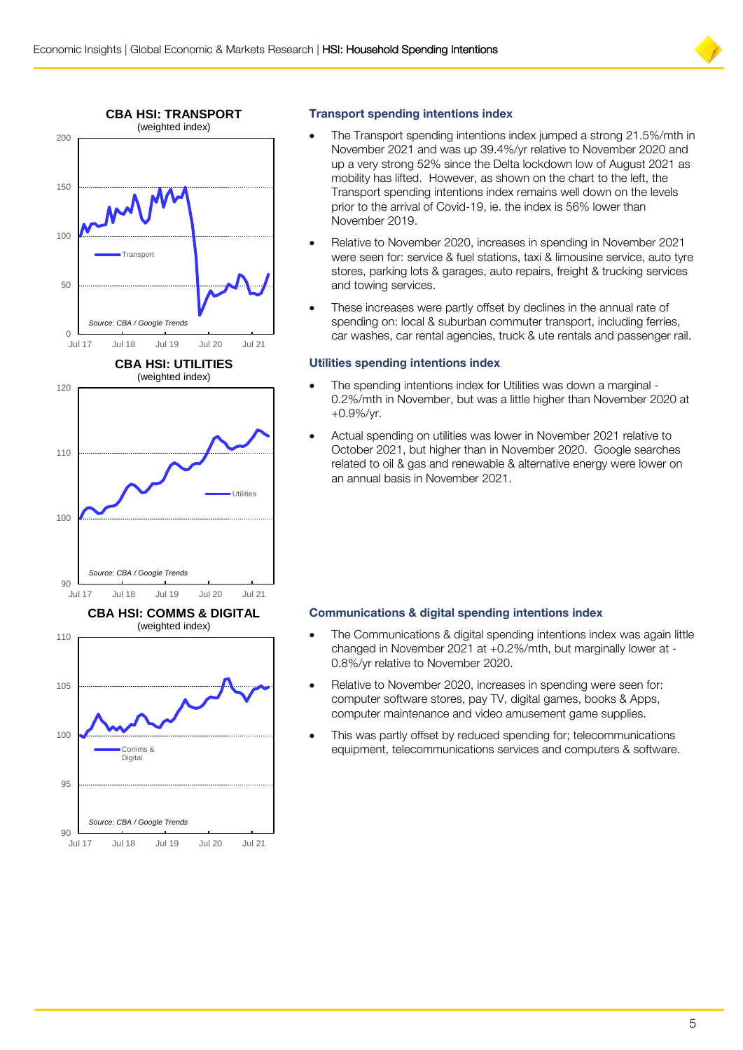## Transport spending intentions index

- The Transport spending intentions index jumped a strong 21.5%/mth in November 2021 and was up 39.4%/yr relative to November 2020 and up a very strong 52% since the Delta lockdown low of August 2021 as mobility has lifted. However, as shown on the chart to the left, the Transport spending intentions index remains well down on the levels prior to the arrival of Covid-19, ie. the index is 56% lower than November 2019.
- Relative to November 2020, increases in spending in November 2021 were seen for: service & fuel stations, taxi & limousine service, auto tyre stores, parking lots & garages, auto repairs, freight & trucking services and towing services.
- These increases were partly offset by declines in the annual rate of spending on: local & suburban commuter transport, including ferries, car washes, car rental agencies, truck & ute rentals and passenger rail.

## Utilities spending intentions index

- The spending intentions index for Utilities was down a marginal -0.2%/mth in November, but was a little higher than November 2020 at +0.9%/yr.
- Actual spending on utilities was lower in November 2021 relative to October 2021, but higher than in November 2020. Google searches related to oil & gas and renewable & alternative energy were lower on an annual basis in November 2021.

## Communications & digital spending intentions index

- The Communications & digital spending intentions index was again little changed in November 2021 at +0.2%/mth, but marginally lower at -0.8%/yr relative to November 2020.
- Relative to November 2020, increases in spending were seen for: computer software stores, pay TV, digital games, books & Apps, computer maintenance and video amusement game supplies.
- This was partly offset by reduced spending for; telecommunications equipment, telecommunications services and computers & software.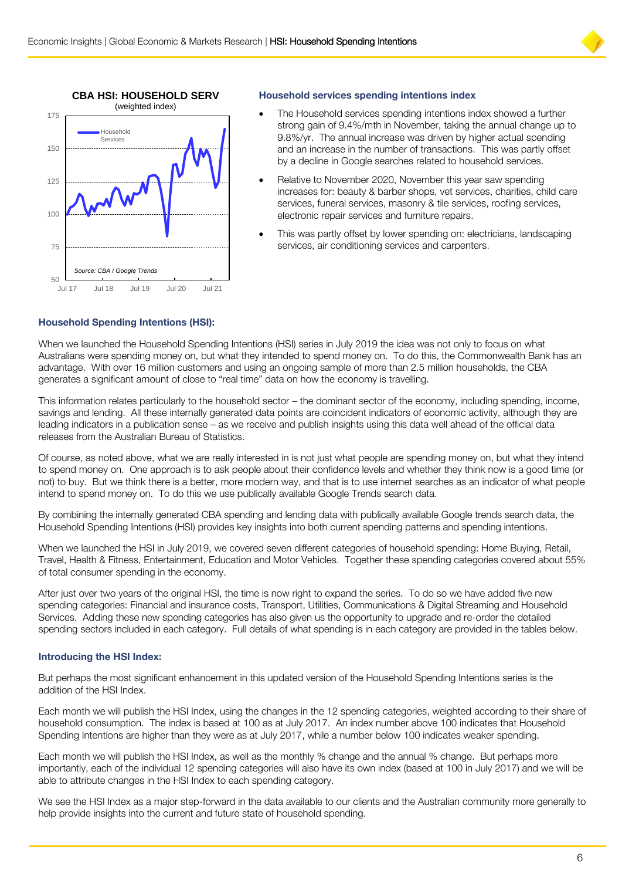### Household services spending intentions index

- The Household services spending intentions index showed a further strong gain of 9.4%/mth in November, taking the annual change up to 9.8%/yr. The annual increase was driven by higher actual spending and an increase in the number of transactions. This was partly offset by a decline in Google searches related to household services.
- Relative to November 2020, November this year saw spending increases for: beauty & barber shops, vet services, charities, child care services, funeral services, masonry & tile services, roofing services, electronic repair services and furniture repairs.
- This was partly offset by lower spending on: electricians, landscaping services, air conditioning services and carpenters.

### Household Spending Intentions (HSI):

When we launched the Household Spending Intentions (HSI) series in July 2019 the idea was not only to focus on what Australians were spending money on, but what they intended to spend money on. To do this, the Commonwealth Bank has an advantage. With over 16 million customers and using an ongoing sample of more than 2.5 million households, the CBA generates a significant amount of close to "real time" data on how the economy is travelling.

This information relates particularly to the household sector – the dominant sector of the economy, including spending, income, savings and lending. All these internally generated data points are coincident indicators of economic activity, although they are leading indicators in a publication sense – as we receive and publish insights using this data well ahead of the official data releases from the Australian Bureau of Statistics.

Of course, as noted above, what we are really interested in is not just what people are spending money on, but what they intend to spend money on. One approach is to ask people about their confidence levels and whether they think now is a good time (or not) to buy. But we think there is a better, more modern way, and that is to use internet searches as an indicator of what people intend to spend money on. To do this we use publically available Google Trends search data.

By combining the internally generated CBA spending and lending data with publically available Google trends search data, the Household Spending Intentions (HSI) provides key insights into both current spending patterns and spending intentions.

When we launched the HSI in July 2019, we covered seven different categories of household spending: Home Buying, Retail, Travel, Health & Fitness, Entertainment, Education and Motor Vehicles. Together these spending categories covered about 55% of total consumer spending in the economy.

After just over two years of the original HSI, the time is now right to expand the series. To do so we have added five new spending categories: Financial and insurance costs, Transport, Utilities, Communications & Digital Streaming and Household Services. Adding these new spending categories has also given us the opportunity to upgrade and re-order the detailed spending sectors included in each category. Full details of what spending is in each category are provided in the tables below.

### Introducing the HSI Index:

But perhaps the most significant enhancement in this updated version of the Household Spending Intentions series is the addition of the HSI Index.

Each month we will publish the HSI Index, using the changes in the 12 spending categories, weighted according to their share of household consumption. The index is based at 100 as at July 2017. An index number above 100 indicates that Household Spending Intentions are higher than they were as at July 2017, while a number below 100 indicates weaker spending.

Each month we will publish the HSI Index, as well as the monthly % change and the annual % change. But perhaps more importantly, each of the individual 12 spending categories will also have its own index (based at 100 in July 2017) and we will be able to attribute changes in the HSI Index to each spending category.

We see the HSI Index as a major step-forward in the data available to our clients and the Australian community more generally to help provide insights into the current and future state of household spending.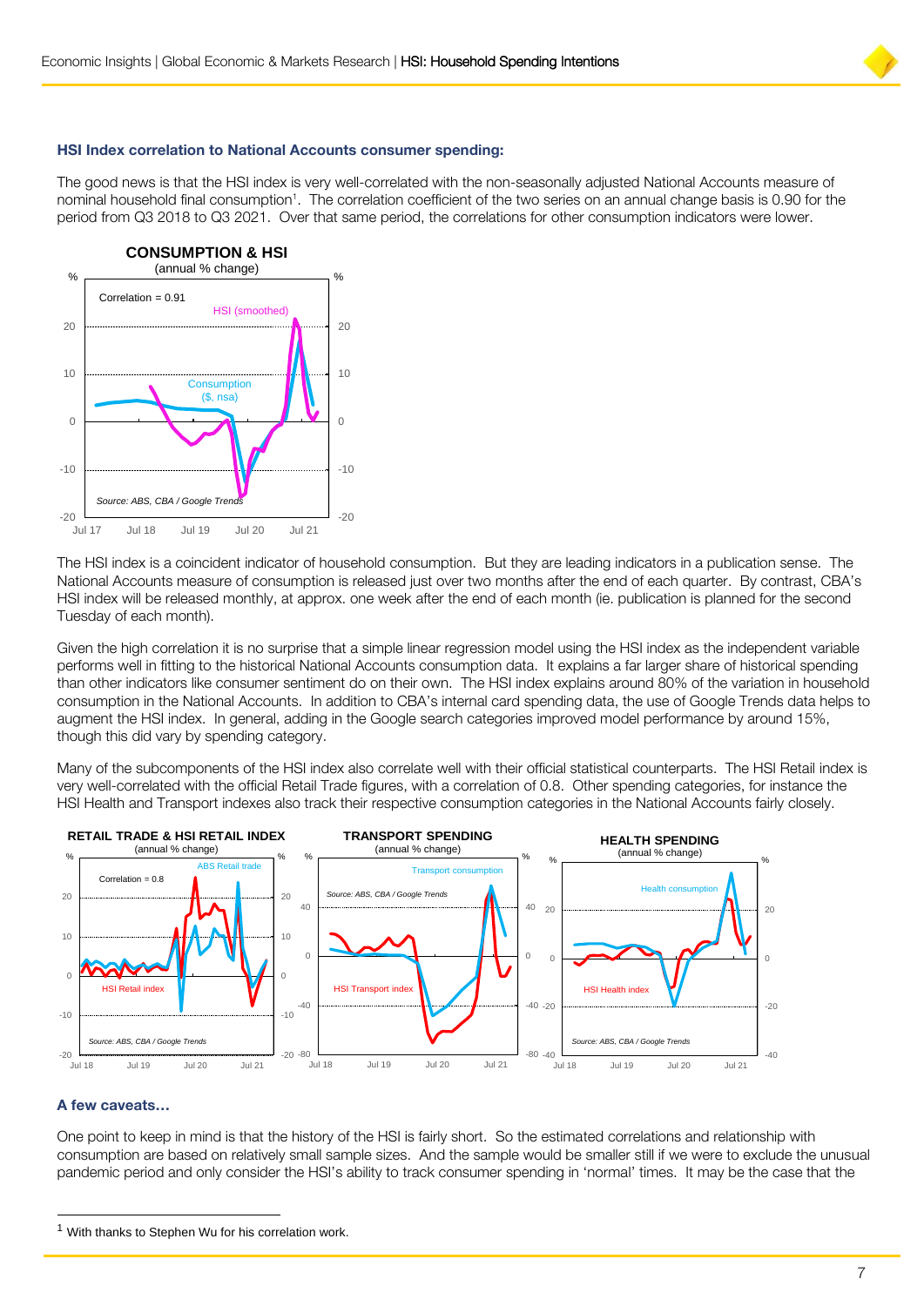### HSI Index correlation to National Accounts consumer spending:

The good news is that the HSI index is very well-correlated with the non-seasonally adjusted National Accounts measure of nominal household final consumption[1]. The correlation coefficient of the two series on an annual change basis is 0.90 for the period from Q3 2018 to Q3 2021. Over that same period, the correlations for other consumption indicators were lower.

The HSI index is a coincident indicator of household consumption. But they are leading indicators in a publication sense. The National Accounts measure of consumption is released just over two months after the end of each quarter. By contrast, CBA's HSI index will be released monthly, at approx. one week after the end of each month (ie. publication is planned for the second Tuesday of each month).

Given the high correlation it is no surprise that a simple linear regression model using the HSI index as the independent variable performs well in fitting to the historical National Accounts consumption data. It explains a far larger share of historical spending than other indicators like consumer sentiment do on their own. The HSI index explains around 80% of the variation in household consumption in the National Accounts. In addition to CBA's internal card spending data, the use of Google Trends data helps to augment the HSI index. In general, adding in the Google search categories improved model performance by around 15%, though this did vary by spending category.

Many of the subcomponents of the HSI index also correlate well with their official statistical counterparts. The HSI Retail index is very well-correlated with the official Retail Trade figures, with a correlation of 0.8. Other spending categories, for instance the HSI Health and Transport indexes also track their respective consumption categories in the National Accounts fairly closely.

### A few caveats…

One point to keep in mind is that the history of the HSI is fairly short. So the estimated correlations and relationship with consumption are based on relatively small sample sizes. And the sample would be smaller still if we were to exclude the unusual pandemic period and only consider the HSI's ability to track consumer spending in 'normal' times. It may be the case that the

---

[1] With thanks to Stephen Wu for his correlation work.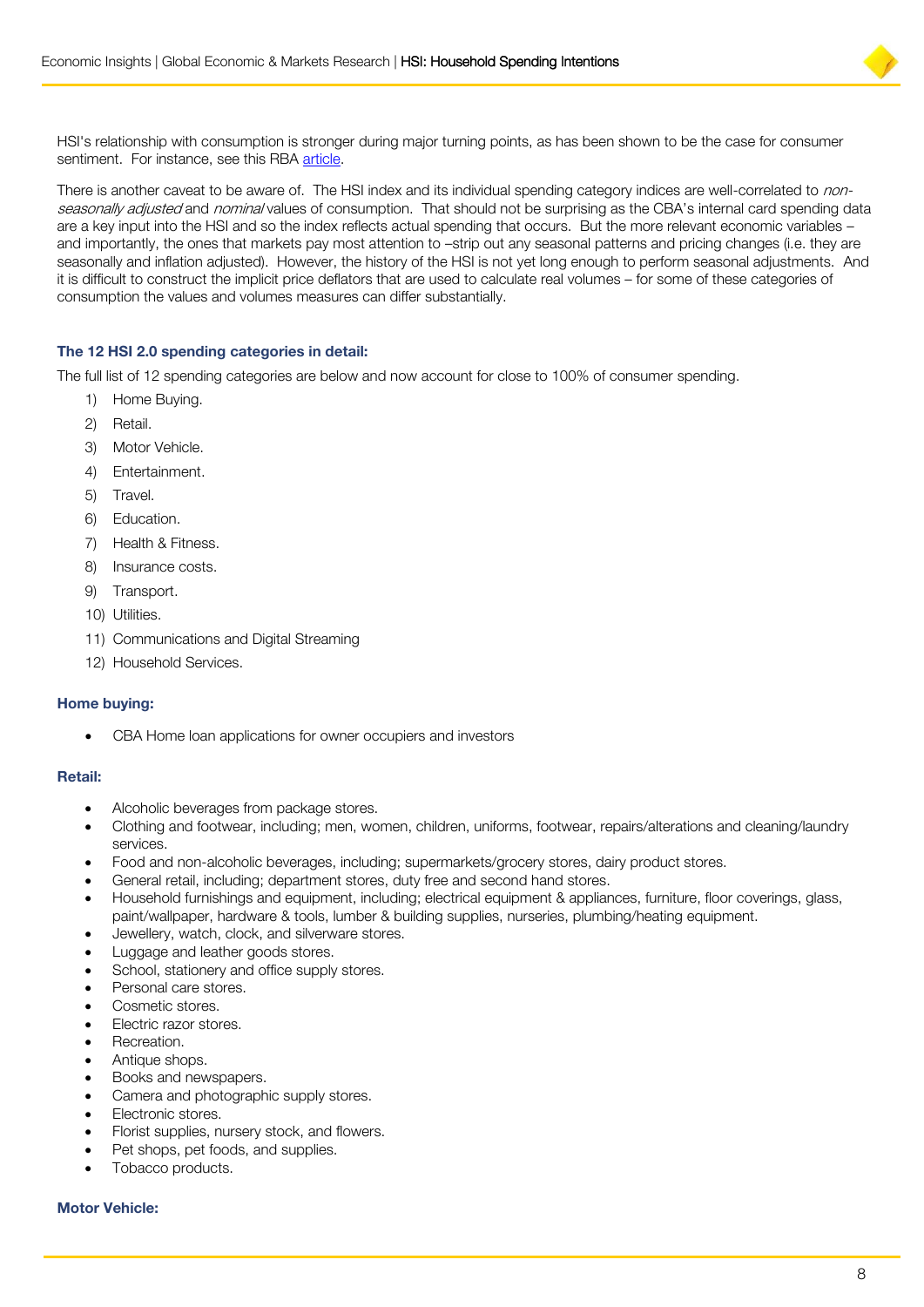HSI's relationship with consumption is stronger during major turning points, as has been shown to be the case for consumer sentiment. For instance, see this RBA [article](#).

There is another caveat to be aware of. The HSI index and its individual spending category indices are well-correlated to *non-seasonally adjusted* and *nominal* values of consumption. That should not be surprising as the CBA's internal card spending data are a key input into the HSI and so the index reflects actual spending that occurs. But the more relevant economic variables – and importantly, the ones that markets pay most attention to –strip out any seasonal patterns and pricing changes (i.e. they are seasonally and inflation adjusted). However, the history of the HSI is not yet long enough to perform seasonal adjustments. And it is difficult to construct the implicit price deflators that are used to calculate real volumes – for some of these categories of consumption the values and volumes measures can differ substantially.

### The 12 HSI 2.0 spending categories in detail:

The full list of 12 spending categories are below and now account for close to 100% of consumer spending.

1) Home Buying.
2) Retail.
3) Motor Vehicle.
4) Entertainment.
5) Travel.
6) Education.
7) Health & Fitness.
8) Insurance costs.
9) Transport.
10) Utilities.
11) Communications and Digital Streaming
12) Household Services.

#### Home buying:

- CBA Home loan applications for owner occupiers and investors

#### Retail:

- Alcoholic beverages from package stores.
- Clothing and footwear, including; men, women, children, uniforms, footwear, repairs/alterations and cleaning/laundry services.
- Food and non-alcoholic beverages, including; supermarkets/grocery stores, dairy product stores.
- General retail, including; department stores, duty free and second hand stores.
- Household furnishings and equipment, including; electrical equipment & appliances, furniture, floor coverings, glass, paint/wallpaper, hardware & tools, lumber & building supplies, nurseries, plumbing/heating equipment.
- Jewellery, watch, clock, and silverware stores.
- Luggage and leather goods stores.
- School, stationery and office supply stores.
- Personal care stores.
- Cosmetic stores.
- Electric razor stores.
- Recreation.
- Antique shops.
- Books and newspapers.
- Camera and photographic supply stores.
- Electronic stores.
- Florist supplies, nursery stock, and flowers.
- Pet shops, pet foods, and supplies.
- Tobacco products.

#### Motor Vehicle: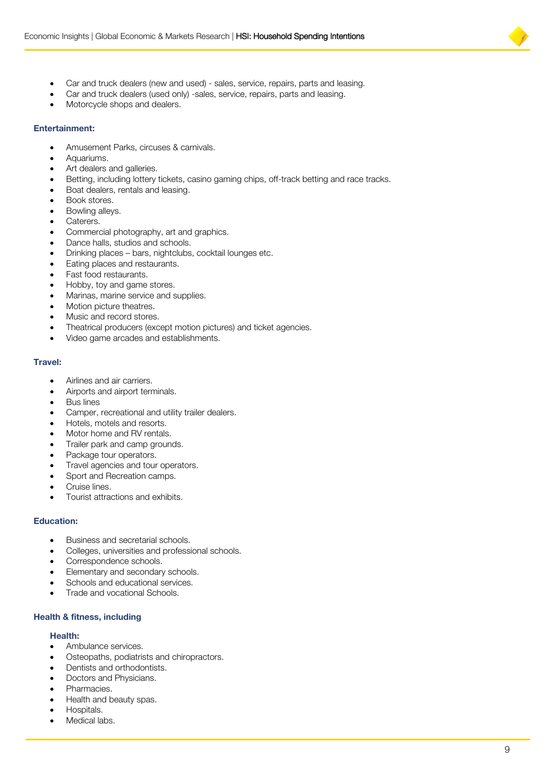- Car and truck dealers (new and used) - sales, service, repairs, parts and leasing.
- Car and truck dealers (used only) -sales, service, repairs, parts and leasing.
- Motorcycle shops and dealers.

**Entertainment:**

- Amusement Parks, circuses & carnivals.
- Aquariums.
- Art dealers and galleries.
- Betting, including lottery tickets, casino gaming chips, off-track betting and race tracks.
- Boat dealers, rentals and leasing.
- Book stores.
- Bowling alleys.
- Caterers.
- Commercial photography, art and graphics.
- Dance halls, studios and schools.
- Drinking places – bars, nightclubs, cocktail lounges etc.
- Eating places and restaurants.
- Fast food restaurants.
- Hobby, toy and game stores.
- Marinas, marine service and supplies.
- Motion picture theatres.
- Music and record stores.
- Theatrical producers (except motion pictures) and ticket agencies.
- Video game arcades and establishments.

**Travel:**

- Airlines and air carriers.
- Airports and airport terminals.
- Bus lines
- Camper, recreational and utility trailer dealers.
- Hotels, motels and resorts.
- Motor home and RV rentals.
- Trailer park and camp grounds.
- Package tour operators.
- Travel agencies and tour operators.
- Sport and Recreation camps.
- Cruise lines.
- Tourist attractions and exhibits.

**Education:**

- Business and secretarial schools.
- Colleges, universities and professional schools.
- Correspondence schools.
- Elementary and secondary schools.
- Schools and educational services.
- Trade and vocational Schools.

**Health & fitness, including**

**Health:**

- Ambulance services.
- Osteopaths, podiatrists and chiropractors.
- Dentists and orthodontists.
- Doctors and Physicians.
- Pharmacies.
- Health and beauty spas.
- Hospitals.
- Medical labs.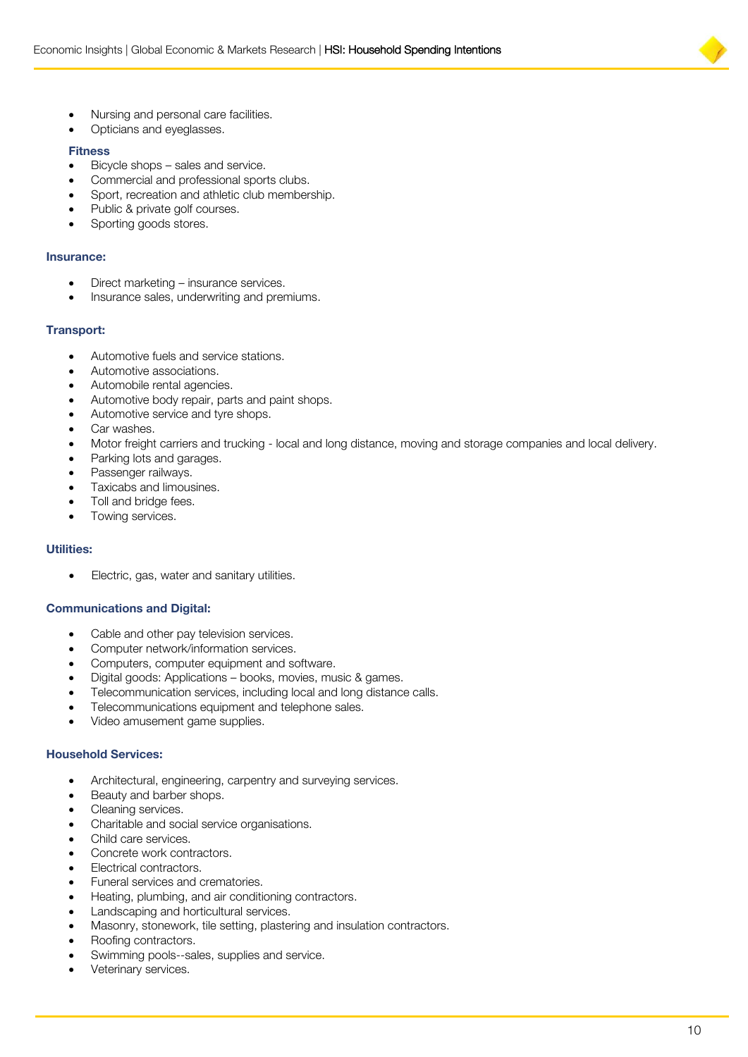- Nursing and personal care facilities.
- Opticians and eyeglasses.

**Fitness**

- Bicycle shops – sales and service.
- Commercial and professional sports clubs.
- Sport, recreation and athletic club membership.
- Public & private golf courses.
- Sporting goods stores.

**Insurance:**

- Direct marketing – insurance services.
- Insurance sales, underwriting and premiums.

**Transport:**

- Automotive fuels and service stations.
- Automotive associations.
- Automobile rental agencies.
- Automotive body repair, parts and paint shops.
- Automotive service and tyre shops.
- Car washes.
- Motor freight carriers and trucking - local and long distance, moving and storage companies and local delivery.
- Parking lots and garages.
- Passenger railways.
- Taxicabs and limousines.
- Toll and bridge fees.
- Towing services.

**Utilities:**

- Electric, gas, water and sanitary utilities.

**Communications and Digital:**

- Cable and other pay television services.
- Computer network/information services.
- Computers, computer equipment and software.
- Digital goods: Applications – books, movies, music & games.
- Telecommunication services, including local and long distance calls.
- Telecommunications equipment and telephone sales.
- Video amusement game supplies.

**Household Services:**

- Architectural, engineering, carpentry and surveying services.
- Beauty and barber shops.
- Cleaning services.
- Charitable and social service organisations.
- Child care services.
- Concrete work contractors.
- Electrical contractors.
- Funeral services and crematories.
- Heating, plumbing, and air conditioning contractors.
- Landscaping and horticultural services.
- Masonry, stonework, tile setting, plastering and insulation contractors.
- Roofing contractors.
- Swimming pools--sales, supplies and service.
- Veterinary services.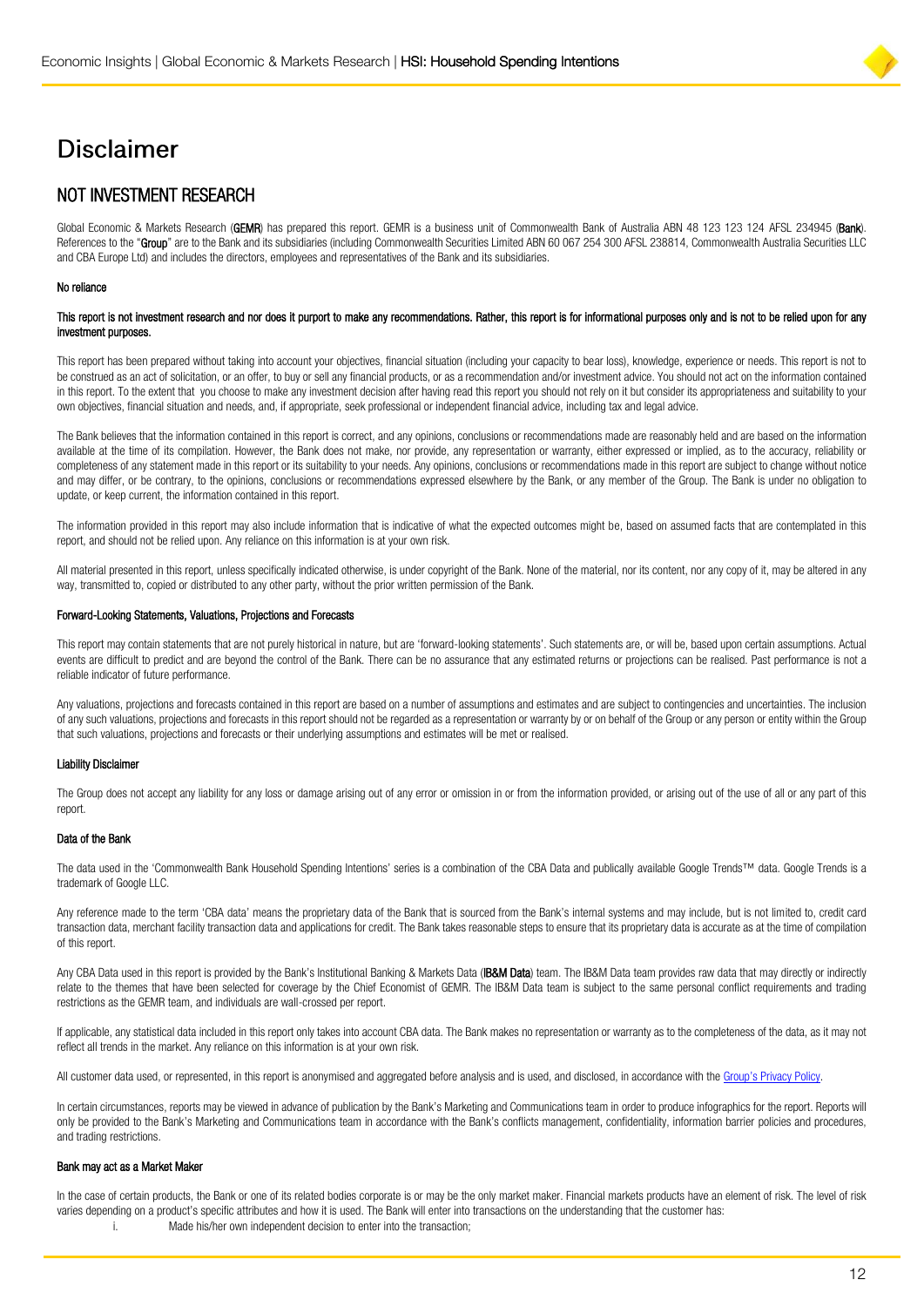# Disclaimer

## NOT INVESTMENT RESEARCH

Global Economic & Markets Research (**GEMR**) has prepared this report. GEMR is a business unit of Commonwealth Bank of Australia ABN 48 123 123 124 AFSL 234945 (**Bank**). References to the "**Group**" are to the Bank and its subsidiaries (including Commonwealth Securities Limited ABN 60 067 254 300 AFSL 238814, Commonwealth Australia Securities LLC and CBA Europe Ltd) and includes the directors, employees and representatives of the Bank and its subsidiaries.

#### No reliance

**This report is not investment research and nor does it purport to make any recommendations. Rather, this report is for informational purposes only and is not to be relied upon for any investment purposes.**

This report has been prepared without taking into account your objectives, financial situation (including your capacity to bear loss), knowledge, experience or needs. This report is not to be construed as an act of solicitation, or an offer, to buy or sell any financial products, or as a recommendation and/or investment advice. You should not act on the information contained in this report. To the extent that you choose to make any investment decision after having read this report you should not rely on it but consider its appropriateness and suitability to your own objectives, financial situation and needs, and, if appropriate, seek professional or independent financial advice, including tax and legal advice.

The Bank believes that the information contained in this report is correct, and any opinions, conclusions or recommendations made are reasonably held and are based on the information available at the time of its compilation. However, the Bank does not make, nor provide, any representation or warranty, either expressed or implied, as to the accuracy, reliability or completeness of any statement made in this report or its suitability to your needs. Any opinions, conclusions or recommendations made in this report are subject to change without notice and may differ, or be contrary, to the opinions, conclusions or recommendations expressed elsewhere by the Bank, or any member of the Group. The Bank is under no obligation to update, or keep current, the information contained in this report.

The information provided in this report may also include information that is indicative of what the expected outcomes might be, based on assumed facts that are contemplated in this report, and should not be relied upon. Any reliance on this information is at your own risk.

All material presented in this report, unless specifically indicated otherwise, is under copyright of the Bank. None of the material, nor its content, nor any copy of it, may be altered in any way, transmitted to, copied or distributed to any other party, without the prior written permission of the Bank.

#### Forward-Looking Statements, Valuations, Projections and Forecasts

This report may contain statements that are not purely historical in nature, but are 'forward-looking statements'. Such statements are, or will be, based upon certain assumptions. Actual events are difficult to predict and are beyond the control of the Bank. There can be no assurance that any estimated returns or projections can be realised. Past performance is not a reliable indicator of future performance.

Any valuations, projections and forecasts contained in this report are based on a number of assumptions and estimates and are subject to contingencies and uncertainties. The inclusion of any such valuations, projections and forecasts in this report should not be regarded as a representation or warranty by or on behalf of the Group or any person or entity within the Group that such valuations, projections and forecasts or their underlying assumptions and estimates will be met or realised.

#### Liability Disclaimer

The Group does not accept any liability for any loss or damage arising out of any error or omission in or from the information provided, or arising out of the use of all or any part of this report.

#### Data of the Bank

The data used in the 'Commonwealth Bank Household Spending Intentions' series is a combination of the CBA Data and publically available Google Trends™ data. Google Trends is a trademark of Google LLC.

Any reference made to the term 'CBA data' means the proprietary data of the Bank that is sourced from the Bank's internal systems and may include, but is not limited to, credit card transaction data, merchant facility transaction data and applications for credit. The Bank takes reasonable steps to ensure that its proprietary data is accurate as at the time of compilation of this report.

Any CBA Data used in this report is provided by the Bank's Institutional Banking & Markets Data (**IB&M Data**) team. The IB&M Data team provides raw data that may directly or indirectly relate to the themes that have been selected for coverage by the Chief Economist of GEMR. The IB&M Data team is subject to the same personal conflict requirements and trading restrictions as the GEMR team, and individuals are wall-crossed per report.

If applicable, any statistical data included in this report only takes into account CBA data. The Bank makes no representation or warranty as to the completeness of the data, as it may not reflect all trends in the market. Any reliance on this information is at your own risk.

All customer data used, or represented, in this report is anonymised and aggregated before analysis and is used, and disclosed, in accordance with the Group's Privacy Policy.

In certain circumstances, reports may be viewed in advance of publication by the Bank's Marketing and Communications team in order to produce infographics for the report. Reports will only be provided to the Bank's Marketing and Communications team in accordance with the Bank's conflicts management, confidentiality, information barrier policies and procedures, and trading restrictions.

#### Bank may act as a Market Maker

In the case of certain products, the Bank or one of its related bodies corporate is or may be the only market maker. Financial markets products have an element of risk. The level of risk varies depending on a product's specific attributes and how it is used. The Bank will enter into transactions on the understanding that the customer has:

i. Made his/her own independent decision to enter into the transaction;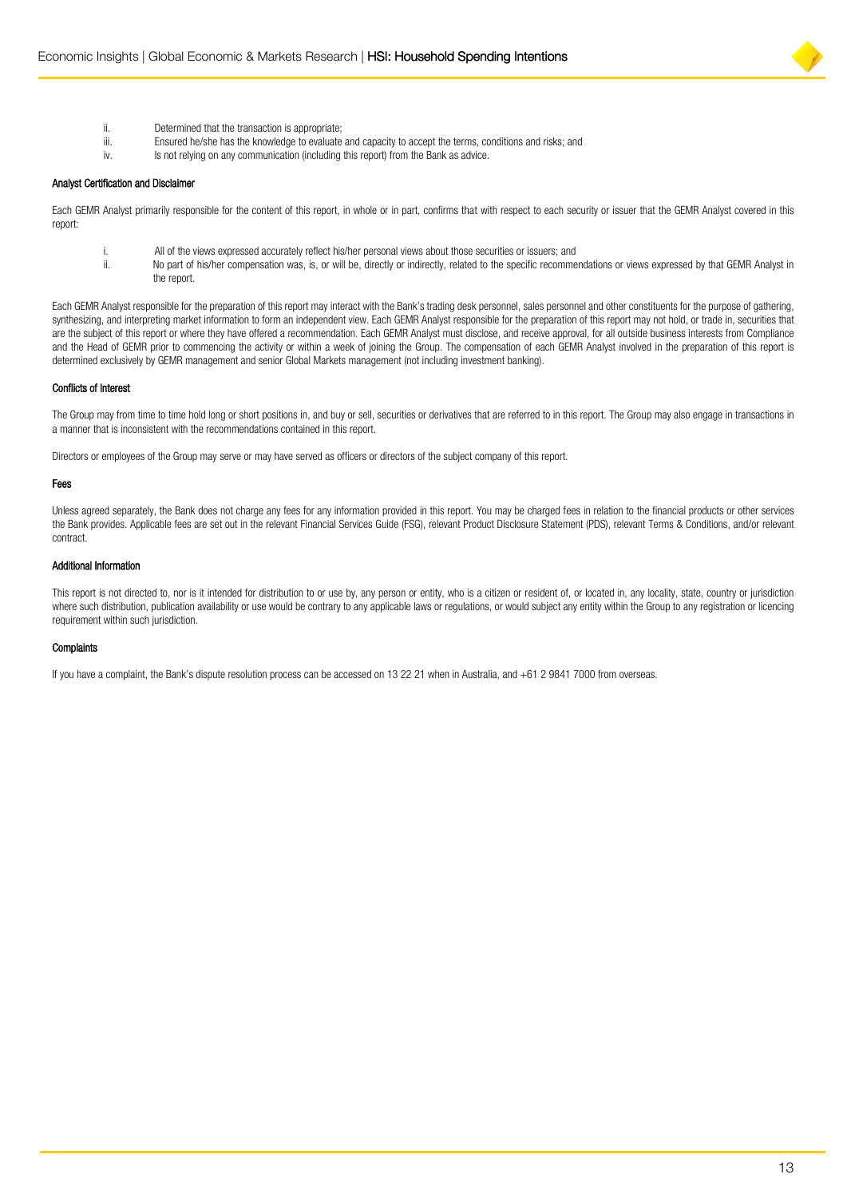ii. Determined that the transaction is appropriate;
iii. Ensured he/she has the knowledge to evaluate and capacity to accept the terms, conditions and risks; and
iv. Is not relying on any communication (including this report) from the Bank as advice.

**Analyst Certification and Disclaimer**

Each GEMR Analyst primarily responsible for the content of this report, in whole or in part, confirms that with respect to each security or issuer that the GEMR Analyst covered in this report:

i. All of the views expressed accurately reflect his/her personal views about those securities or issuers; and
ii. No part of his/her compensation was, is, or will be, directly or indirectly, related to the specific recommendations or views expressed by that GEMR Analyst in the report.

Each GEMR Analyst responsible for the preparation of this report may interact with the Bank's trading desk personnel, sales personnel and other constituents for the purpose of gathering, synthesizing, and interpreting market information to form an independent view. Each GEMR Analyst responsible for the preparation of this report may not hold, or trade in, securities that are the subject of this report or where they have offered a recommendation. Each GEMR Analyst must disclose, and receive approval, for all outside business interests from Compliance and the Head of GEMR prior to commencing the activity or within a week of joining the Group. The compensation of each GEMR Analyst involved in the preparation of this report is determined exclusively by GEMR management and senior Global Markets management (not including investment banking).

**Conflicts of Interest**

The Group may from time to time hold long or short positions in, and buy or sell, securities or derivatives that are referred to in this report. The Group may also engage in transactions in a manner that is inconsistent with the recommendations contained in this report.

Directors or employees of the Group may serve or may have served as officers or directors of the subject company of this report.

**Fees**

Unless agreed separately, the Bank does not charge any fees for any information provided in this report. You may be charged fees in relation to the financial products or other services the Bank provides. Applicable fees are set out in the relevant Financial Services Guide (FSG), relevant Product Disclosure Statement (PDS), relevant Terms & Conditions, and/or relevant contract.

**Additional Information**

This report is not directed to, nor is it intended for distribution to or use by, any person or entity, who is a citizen or resident of, or located in, any locality, state, country or jurisdiction where such distribution, publication availability or use would be contrary to any applicable laws or regulations, or would subject any entity within the Group to any registration or licencing requirement within such jurisdiction.

**Complaints**

If you have a complaint, the Bank's dispute resolution process can be accessed on 13 22 21 when in Australia, and +61 2 9841 7000 from overseas.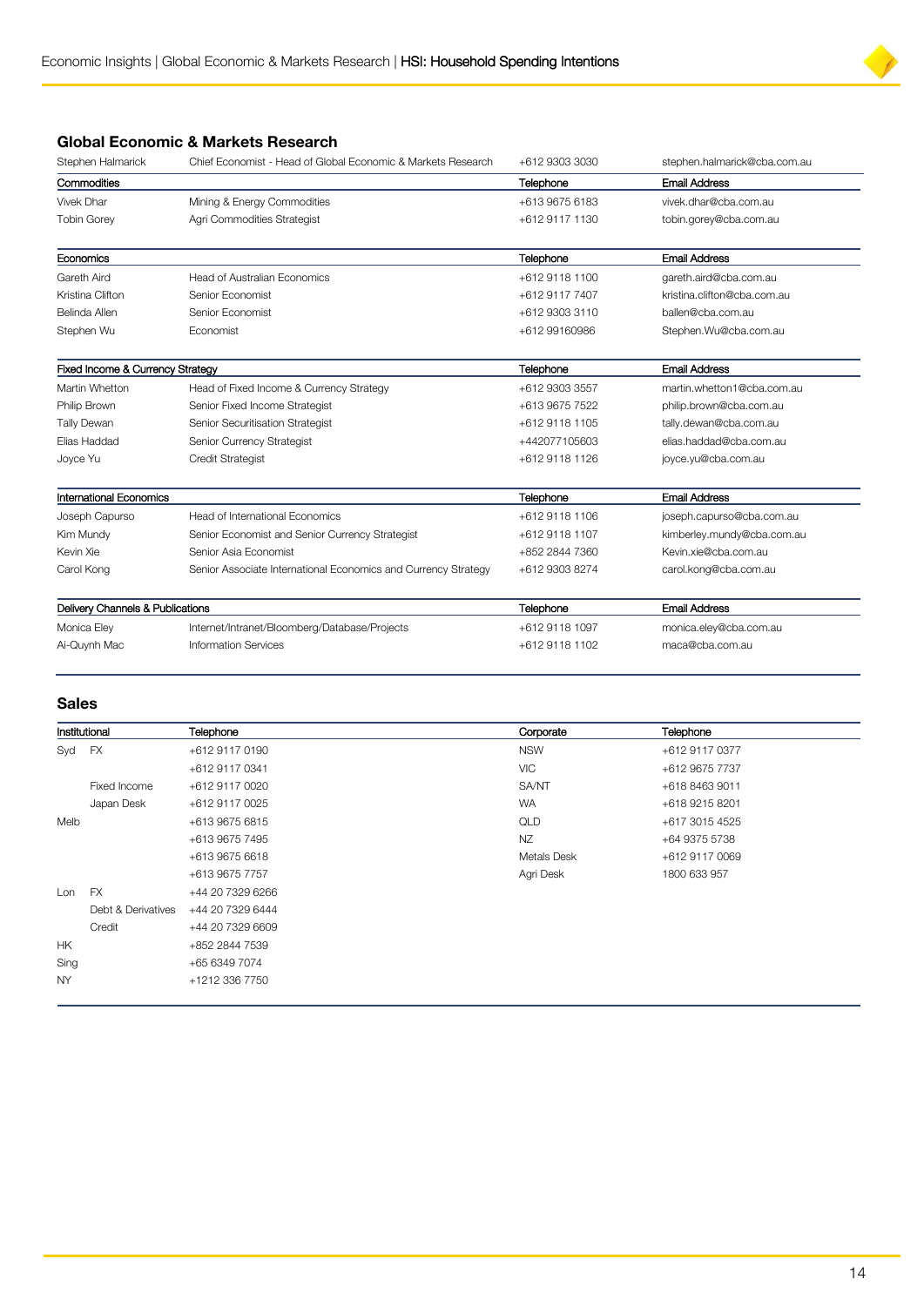## Global Economic & Markets Research

| | | | |
|---|---|---|---|
| Stephen Halmarick | Chief Economist - Head of Global Economic & Markets Research | +612 9303 3030 | stephen.halmarick@cba.com.au |

| Commodities | | Telephone | Email Address |
|---|---|---|---|
| Vivek Dhar | Mining & Energy Commodities | +613 9675 6183 | vivek.dhar@cba.com.au |
| Tobin Gorey | Agri Commodities Strategist | +612 9117 1130 | tobin.gorey@cba.com.au |

| Economics | | Telephone | Email Address |
|---|---|---|---|
| Gareth Aird | Head of Australian Economics | +612 9118 1100 | gareth.aird@cba.com.au |
| Kristina Clifton | Senior Economist | +612 9117 7407 | kristina.clifton@cba.com.au |
| Belinda Allen | Senior Economist | +612 9303 3110 | ballen@cba.com.au |
| Stephen Wu | Economist | +612 99160986 | Stephen.Wu@cba.com.au |

| Fixed Income & Currency Strategy | | Telephone | Email Address |
|---|---|---|---|
| Martin Whetton | Head of Fixed Income & Currency Strategy | +612 9303 3557 | martin.whetton1@cba.com.au |
| Philip Brown | Senior Fixed Income Strategist | +613 9675 7522 | philip.brown@cba.com.au |
| Tally Dewan | Senior Securitisation Strategist | +612 9118 1105 | tally.dewan@cba.com.au |
| Elias Haddad | Senior Currency Strategist | +442077105603 | elias.haddad@cba.com.au |
| Joyce Yu | Credit Strategist | +612 9118 1126 | joyce.yu@cba.com.au |

| International Economics | | Telephone | Email Address |
|---|---|---|---|
| Joseph Capurso | Head of International Economics | +612 9118 1106 | joseph.capurso@cba.com.au |
| Kim Mundy | Senior Economist and Senior Currency Strategist | +612 9118 1107 | kimberley.mundy@cba.com.au |
| Kevin Xie | Senior Asia Economist | +852 2844 7360 | Kevin.xie@cba.com.au |
| Carol Kong | Senior Associate International Economics and Currency Strategy | +612 9303 8274 | carol.kong@cba.com.au |

| Delivery Channels & Publications | | Telephone | Email Address |
|---|---|---|---|
| Monica Eley | Internet/Intranet/Bloomberg/Database/Projects | +612 9118 1097 | monica.eley@cba.com.au |
| Ai-Quynh Mac | Information Services | +612 9118 1102 | maca@cba.com.au |

## Sales

| Institutional | | Telephone | Corporate | Telephone |
|---|---|---|---|---|
| Syd | FX | +612 9117 0190 | NSW | +612 9117 0377 |
| | | +612 9117 0341 | VIC | +612 9675 7737 |
| | Fixed Income | +612 9117 0020 | SA/NT | +618 8463 9011 |
| | Japan Desk | +612 9117 0025 | WA | +618 9215 8201 |
| Melb | | +613 9675 6815 | QLD | +617 3015 4525 |
| | | +613 9675 7495 | NZ | +64 9375 5738 |
| | | +613 9675 6618 | Metals Desk | +612 9117 0069 |
| | | +613 9675 7757 | Agri Desk | 1800 633 957 |
| Lon | FX | +44 20 7329 6266 | | |
| | Debt & Derivatives | +44 20 7329 6444 | | |
| | Credit | +44 20 7329 6609 | | |
| HK | | +852 2844 7539 | | |
| Sing | | +65 6349 7074 | | |
| NY | | +1212 336 7750 | | |